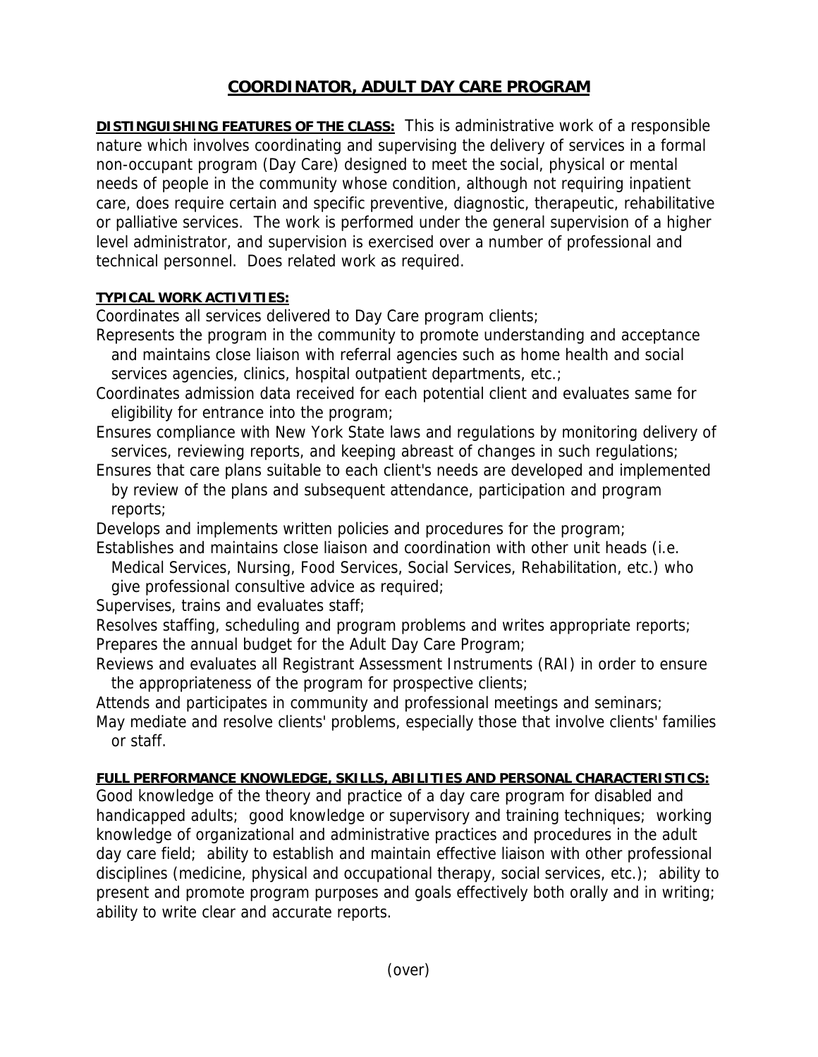# COORDINATOR, ADULT DAY CARE PROGRAM

**DISTINGUISHING FEATURES OF THE CLASS:** This is administrative work of a responsible nature which involves coordinating and supervising the delivery of services in a formal non-occupant program (Day Care) designed to meet the social, physical or mental needs of people in the community whose condition, although not requiring inpatient care, does require certain and specific preventive, diagnostic, therapeutic, rehabilitative or palliative services. The work is performed under the general supervision of a higher level administrator, and supervision is exercised over a number of professional and technical personnel. Does related work as required.

**TYPICAL WORK ACTIVITIES:**

Coordinates all services delivered to Day Care program clients;

Represents the program in the community to promote understanding and acceptance and maintains close liaison with referral agencies such as home health and social services agencies, clinics, hospital outpatient departments, etc.;

Coordinates admission data received for each potential client and evaluates same for eligibility for entrance into the program;

Ensures compliance with New York State laws and regulations by monitoring delivery of services, reviewing reports, and keeping abreast of changes in such regulations;

Ensures that care plans suitable to each client's needs are developed and implemented by review of the plans and subsequent attendance, participation and program reports;

Develops and implements written policies and procedures for the program;

Establishes and maintains close liaison and coordination with other unit heads (i.e. Medical Services, Nursing, Food Services, Social Services, Rehabilitation, etc.) who give professional consultive advice as required;

Supervises, trains and evaluates staff;

Resolves staffing, scheduling and program problems and writes appropriate reports;

Prepares the annual budget for the Adult Day Care Program;

Reviews and evaluates all Registrant Assessment Instruments (RAI) in order to ensure the appropriateness of the program for prospective clients;

Attends and participates in community and professional meetings and seminars;

May mediate and resolve clients' problems, especially those that involve clients' families or staff.

**FULL PERFORMANCE KNOWLEDGE, SKILLS, ABILITIES AND PERSONAL CHARACTERISTICS:**

Good knowledge of the theory and practice of a day care program for disabled and handicapped adults; good knowledge or supervisory and training techniques; working knowledge of organizational and administrative practices and procedures in the adult day care field; ability to establish and maintain effective liaison with other professional disciplines (medicine, physical and occupational therapy, social services, etc.); ability to present and promote program purposes and goals effectively both orally and in writing; ability to write clear and accurate reports.

(over)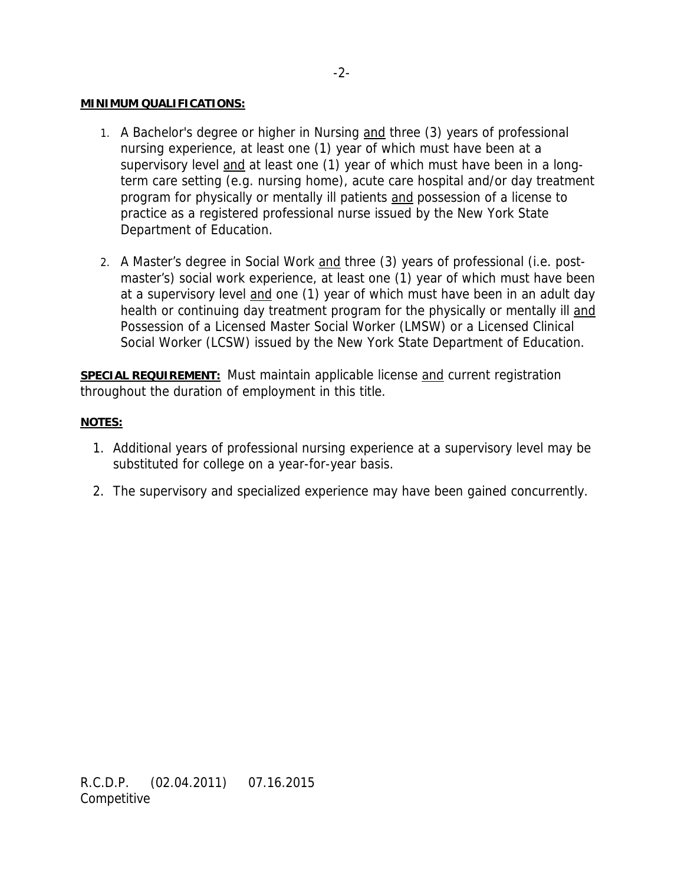**MINIMUM QUALIFICATIONS:**

1. A Bachelor's degree or higher in Nursing and three (3) years of professional nursing experience, at least one (1) year of which must have been at a supervisory level and at least one (1) year of which must have been in a long-term care setting (e.g. nursing home), acute care hospital and/or day treatment program for physically or mentally ill patients and possession of a license to practice as a registered professional nurse issued by the New York State Department of Education.

2. A Master's degree in Social Work and three (3) years of professional (i.e. post-master's) social work experience, at least one (1) year of which must have been at a supervisory level and one (1) year of which must have been in an adult day health or continuing day treatment program for the physically or mentally ill and Possession of a Licensed Master Social Worker (LMSW) or a Licensed Clinical Social Worker (LCSW) issued by the New York State Department of Education.

**SPECIAL REQUIREMENT:** Must maintain applicable license and current registration throughout the duration of employment in this title.

**NOTES:**

1. Additional years of professional nursing experience at a supervisory level may be substituted for college on a year-for-year basis.
2. The supervisory and specialized experience may have been gained concurrently.

R.C.D.P. (02.04.2011) 07.16.2015
Competitive